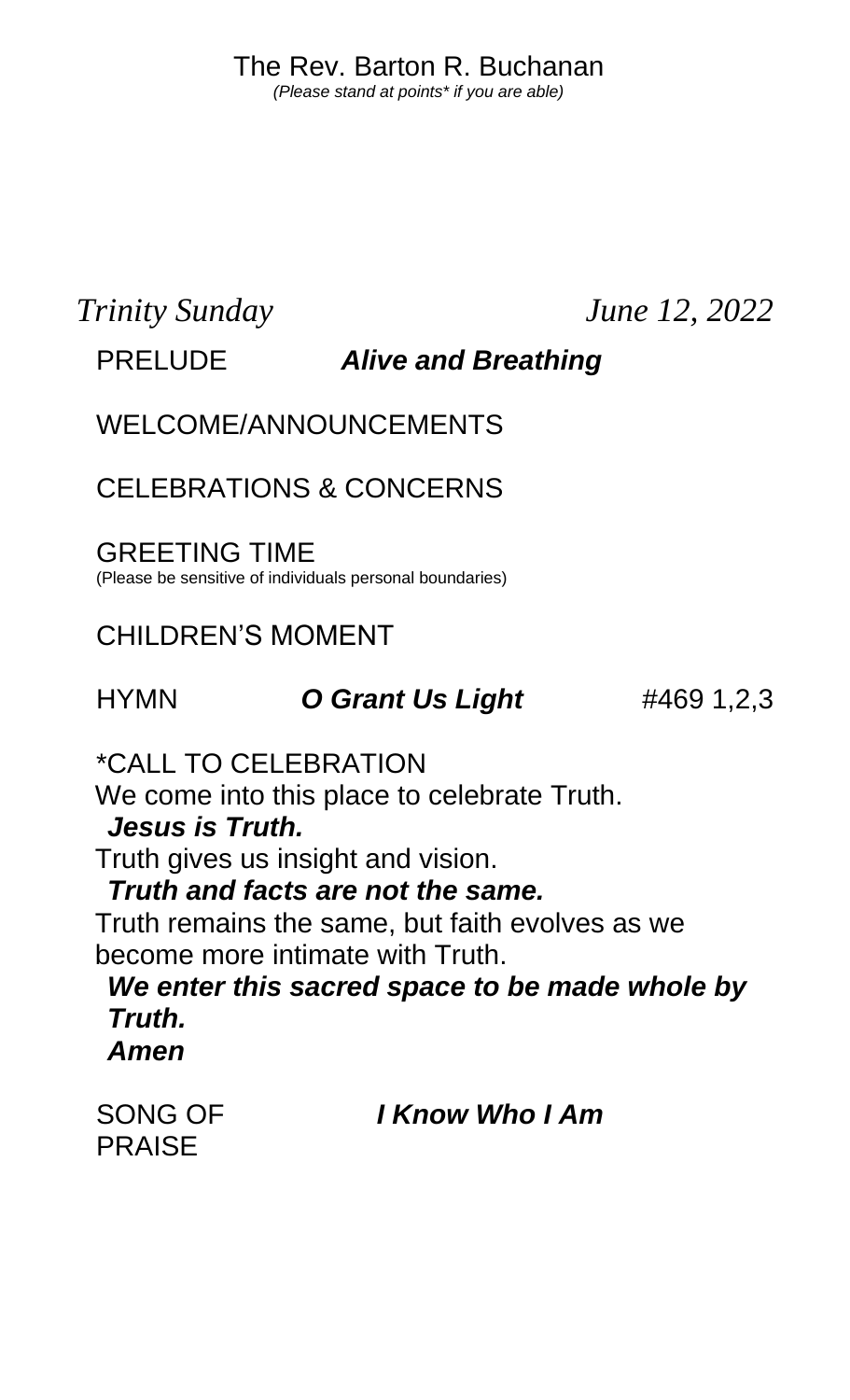The Rev. Barton R. Buchanan

*(Please stand at points* if you are able)*

*Trinity Sunday* *June 12, 2022*

PRELUDE ***Alive and Breathing***

WELCOME/ANNOUNCEMENTS

CELEBRATIONS & CONCERNS

GREETING TIME
(Please be sensitive of individuals personal boundaries)

CHILDREN'S MOMENT

HYMN ***O Grant Us Light*** #469 1,2,3

*CALL TO CELEBRATION

We come into this place to celebrate Truth.

***Jesus is Truth.***

Truth gives us insight and vision.

***Truth and facts are not the same.***

Truth remains the same, but faith evolves as we become more intimate with Truth.

***We enter this sacred space to be made whole by Truth.***

***Amen***

SONG OF PRAISE ***I Know Who I Am***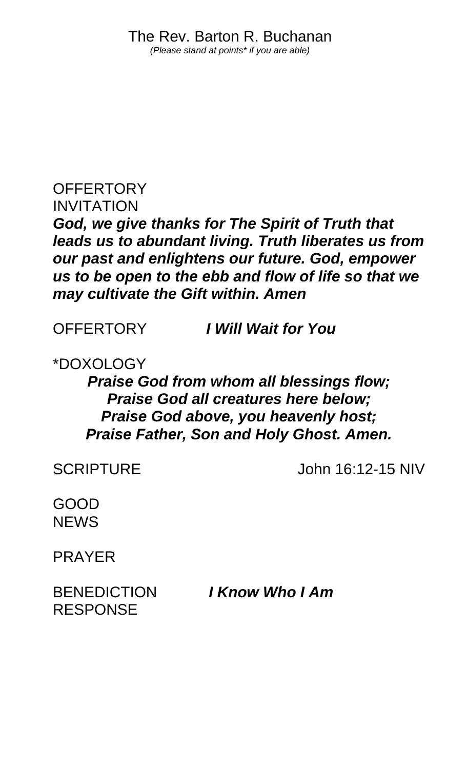The Rev. Barton R. Buchanan

*(Please stand at points* if you are able)*

OFFERTORY INVITATION

***God, we give thanks for The Spirit of Truth that leads us to abundant living. Truth liberates us from our past and enlightens our future. God, empower us to be open to the ebb and flow of life so that we may cultivate the Gift within. Amen***

OFFERTORY ***I Will Wait for You***

*DOXOLOGY

***Praise God from whom all blessings flow;***
***Praise God all creatures here below;***
***Praise God above, you heavenly host;***
***Praise Father, Son and Holy Ghost. Amen.***

SCRIPTURE John 16:12-15 NIV

GOOD NEWS

PRAYER

BENEDICTION RESPONSE ***I Know Who I Am***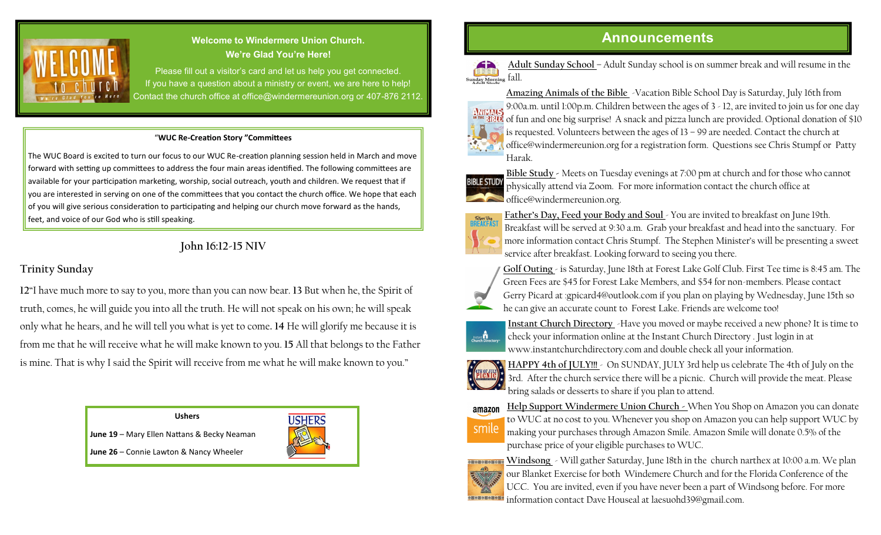**Welcome to Windermere Union Church.**
**We're Glad You're Here!**

Please fill out a visitor's card and let us help you get connected.
If you have a question about a ministry or event, we are here to help!
Contact the church office at office@windermereunion.org or 407-876 2112.

### "WUC Re-Creation Story "Committees

The WUC Board is excited to turn our focus to our WUC Re-creation planning session held in March and move forward with setting up committees to address the four main areas identified. The following committees are available for your participation marketing, worship, social outreach, youth and children. We request that if you are interested in serving on one of the committees that you contact the church office. We hope that each of you will give serious consideration to participating and helping our church move forward as the hands, feet, and voice of our God who is still speaking.

## John 16:12-15 NIV

### Trinity Sunday

12"I have much more to say to you, more than you can now bear. 13 But when he, the Spirit of truth, comes, he will guide you into all the truth. He will not speak on his own; he will speak only what he hears, and he will tell you what is yet to come. 14 He will glorify me because it is from me that he will receive what he will make known to you. 15 All that belongs to the Father is mine. That is why I said the Spirit will receive from me what he will make known to you."

### Ushers

**June 19** – Mary Ellen Nattans & Becky Neaman

**June 26** – Connie Lawton & Nancy Wheeler

## Announcements

Adult Sunday School – Adult Sunday school is on summer break and will resume in the fall.

Amazing Animals of the Bible -Vacation Bible School Day is Saturday, July 16th from 9:00a.m. until 1:00p.m. Children between the ages of 3 - 12, are invited to join us for one day of fun and one big surprise! A snack and pizza lunch are provided. Optional donation of $10 is requested. Volunteers between the ages of 13 – 99 are needed. Contact the church at office@windermereunion.org for a registration form. Questions see Chris Stumpf or Patty Harak.

Bible Study - Meets on Tuesday evenings at 7:00 pm at church and for those who cannot physically attend via Zoom. For more information contact the church office at office@windermereunion.org.

Father's Day, Feed your Body and Soul - You are invited to breakfast on June 19th. Breakfast will be served at 9:30 a.m. Grab your breakfast and head into the sanctuary. For more information contact Chris Stumpf. The Stephen Minister's will be presenting a sweet service after breakfast. Looking forward to seeing you there.

Golf Outing - is Saturday, June 18th at Forest Lake Golf Club. First Tee time is 8:45 am. The Green Fees are $45 for Forest Lake Members, and $54 for non-members. Please contact Gerry Picard at :gpicard4@outlook.com if you plan on playing by Wednesday, June 15th so he can give an accurate count to Forest Lake. Friends are welcome too!

Instant Church Directory -Have you moved or maybe received a new phone? It is time to check your information online at the Instant Church Directory . Just login in at www.instantchurchdirectory.com and double check all your information.

HAPPY 4th of JULY!!! - On SUNDAY, JULY 3rd help us celebrate The 4th of July on the 3rd. After the church service there will be a picnic. Church will provide the meat. Please bring salads or desserts to share if you plan to attend.

Help Support Windermere Union Church - When You Shop on Amazon you can donate to WUC at no cost to you. Whenever you shop on Amazon you can help support WUC by making your purchases through Amazon Smile. Amazon Smile will donate 0.5% of the purchase price of your eligible purchases to WUC.

Windsong - Will gather Saturday, June 18th in the church narthex at 10:00 a.m. We plan our Blanket Exercise for both Windemere Church and for the Florida Conference of the UCC. You are invited, even if you have never been a part of Windsong before. For more information contact Dave Houseal at laesuohd39@gmail.com.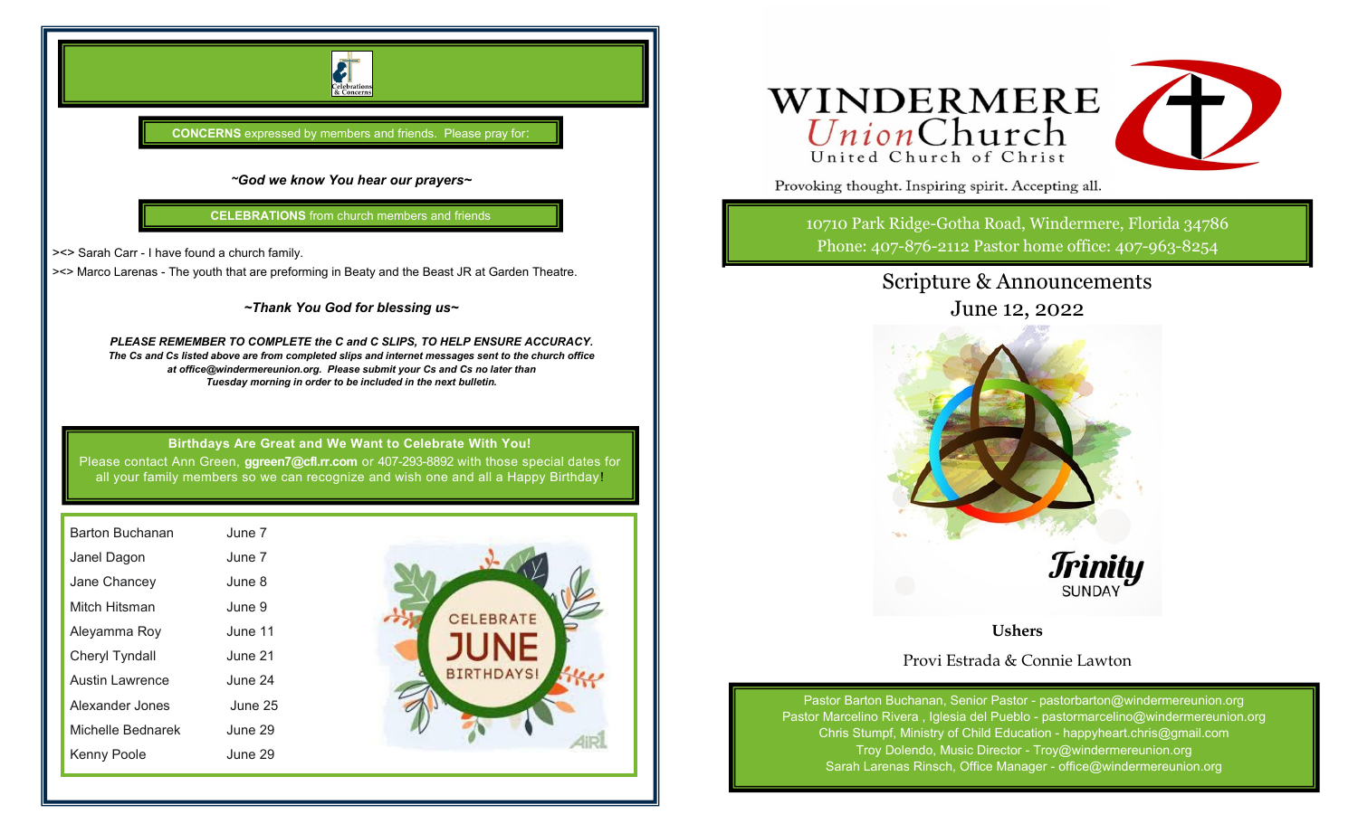**CONCERNS** expressed by members and friends. Please pray for:

***~God we know You hear our prayers~***

**CELEBRATIONS** from church members and friends

><> Sarah Carr - I have found a church family.

><> Marco Larenas - The youth that are preforming in Beaty and the Beast JR at Garden Theatre.

***~Thank You God for blessing us~***

***PLEASE REMEMBER TO COMPLETE the C and C SLIPS, TO HELP ENSURE ACCURACY.***
***The Cs and Cs listed above are from completed slips and internet messages sent to the church office at office@windermereunion.org. Please submit your Cs and Cs no later than Tuesday morning in order to be included in the next bulletin.***

**Birthdays Are Great and We Want to Celebrate With You!**
Please contact Ann Green, **ggreen7@cfl.rr.com** or 407-293-8892 with those special dates for all your family members so we can recognize and wish one and all a Happy Birthday!

| | |
|---|---|
| Barton Buchanan | June 7 |
| Janel Dagon | June 7 |
| Jane Chancey | June 8 |
| Mitch Hitsman | June 9 |
| Aleyamma Roy | June 11 |
| Cheryl Tyndall | June 21 |
| Austin Lawrence | June 24 |
| Alexander Jones | June 25 |
| Michelle Bednarek | June 29 |
| Kenny Poole | June 29 |

# WINDERMERE Union Church
United Church of Christ

Provoking thought. Inspiring spirit. Accepting all.

10710 Park Ridge-Gotha Road, Windermere, Florida 34786
Phone: 407-876-2112 Pastor home office: 407-963-8254

## Scripture & Announcements
## June 12, 2022

Trinity SUNDAY

**Ushers**

Provi Estrada & Connie Lawton

Pastor Barton Buchanan, Senior Pastor - pastorbarton@windermereunion.org
Pastor Marcelino Rivera , Iglesia del Pueblo - pastormarcelino@windermereunion.org
Chris Stumpf, Ministry of Child Education - happyheart.chris@gmail.com
Troy Dolendo, Music Director - Troy@windermereunion.org
Sarah Larenas Rinsch, Office Manager - office@windermereunion.org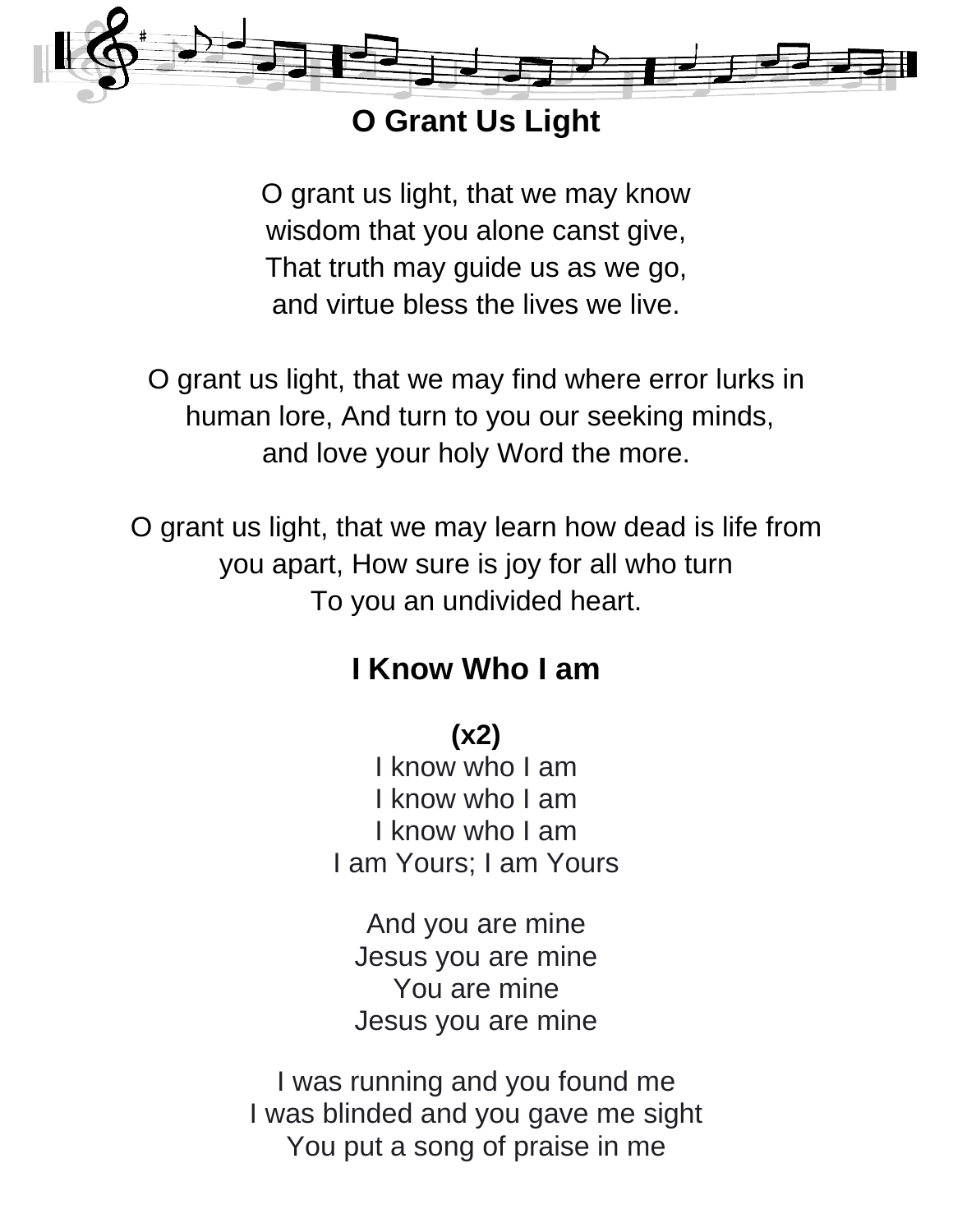## O Grant Us Light

O grant us light, that we may know
wisdom that you alone canst give,
That truth may guide us as we go,
and virtue bless the lives we live.

O grant us light, that we may find where error lurks in
human lore, And turn to you our seeking minds,
and love your holy Word the more.

O grant us light, that we may learn how dead is life from
you apart, How sure is joy for all who turn
To you an undivided heart.

## I Know Who I am

**(x2)**
I know who I am
I know who I am
I know who I am
I am Yours; I am Yours

And you are mine
Jesus you are mine
You are mine
Jesus you are mine

I was running and you found me
I was blinded and you gave me sight
You put a song of praise in me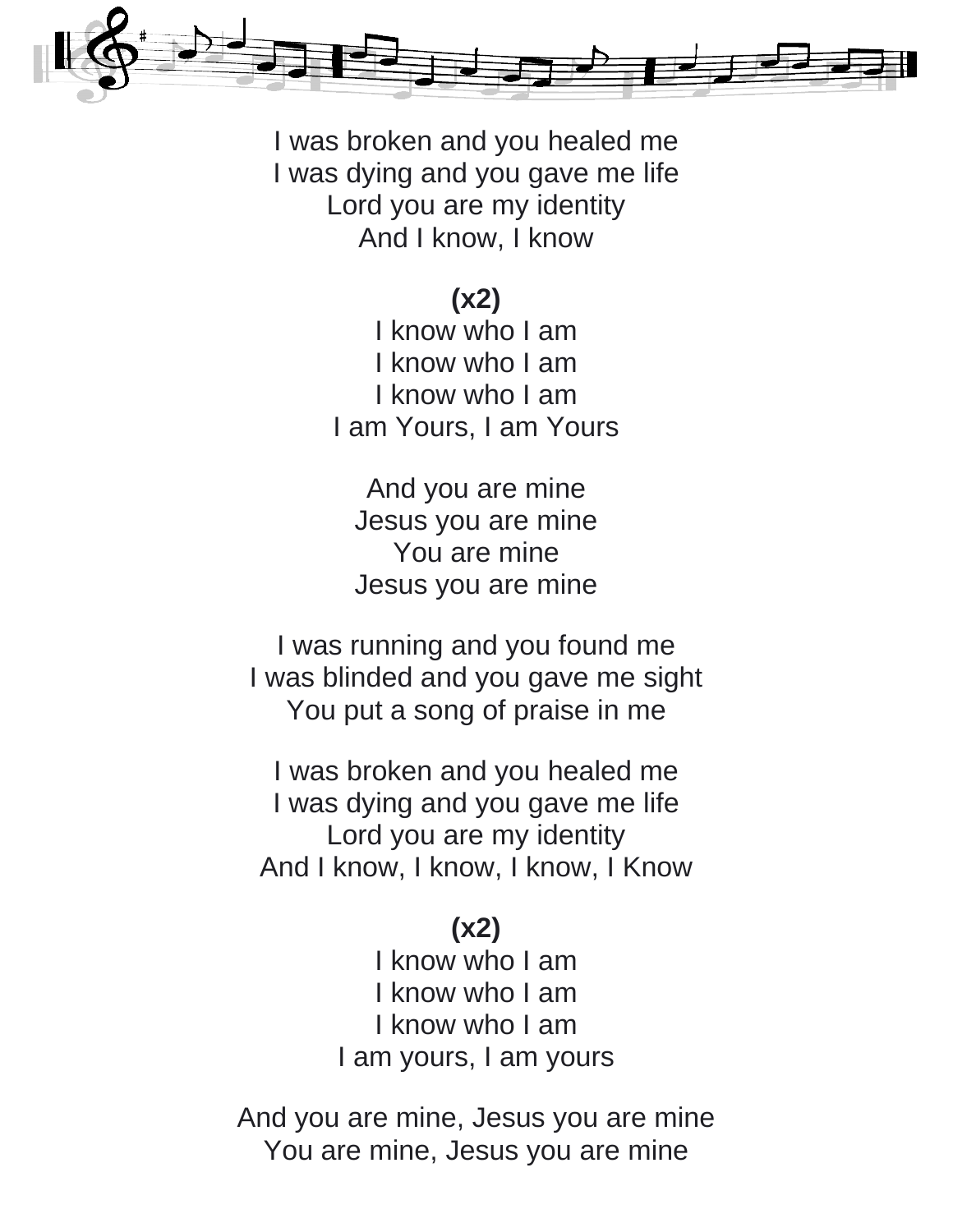I was broken and you healed me
I was dying and you gave me life
Lord you are my identity
And I know, I know

**(x2)**
I know who I am
I know who I am
I know who I am
I am Yours, I am Yours

And you are mine
Jesus you are mine
You are mine
Jesus you are mine

I was running and you found me
I was blinded and you gave me sight
You put a song of praise in me

I was broken and you healed me
I was dying and you gave me life
Lord you are my identity
And I know, I know, I know, I Know

**(x2)**
I know who I am
I know who I am
I know who I am
I am yours, I am yours

And you are mine, Jesus you are mine
You are mine, Jesus you are mine